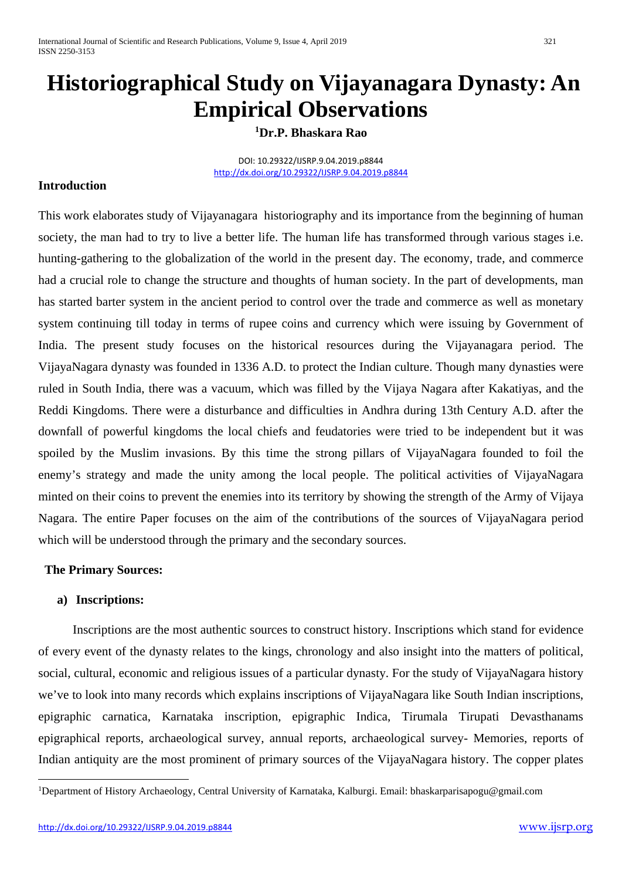# Historiographical Study on Vijayanagara Dynasty: An Empirical Observations

**[1]Dr.P. Bhaskara Rao**

DOI: 10.29322/IJSRP.9.04.2019.p8844
http://dx.doi.org/10.29322/IJSRP.9.04.2019.p8844

## Introduction

This work elaborates study of Vijayanagara historiography and its importance from the beginning of human society, the man had to try to live a better life. The human life has transformed through various stages i.e. hunting-gathering to the globalization of the world in the present day. The economy, trade, and commerce had a crucial role to change the structure and thoughts of human society. In the part of developments, man has started barter system in the ancient period to control over the trade and commerce as well as monetary system continuing till today in terms of rupee coins and currency which were issuing by Government of India. The present study focuses on the historical resources during the Vijayanagara period. The VijayaNagara dynasty was founded in 1336 A.D. to protect the Indian culture. Though many dynasties were ruled in South India, there was a vacuum, which was filled by the Vijaya Nagara after Kakatiyas, and the Reddi Kingdoms. There were a disturbance and difficulties in Andhra during 13th Century A.D. after the downfall of powerful kingdoms the local chiefs and feudatories were tried to be independent but it was spoiled by the Muslim invasions. By this time the strong pillars of VijayaNagara founded to foil the enemy's strategy and made the unity among the local people. The political activities of VijayaNagara minted on their coins to prevent the enemies into its territory by showing the strength of the Army of Vijaya Nagara. The entire Paper focuses on the aim of the contributions of the sources of VijayaNagara period which will be understood through the primary and the secondary sources.

## The Primary Sources:

### a) Inscriptions:

Inscriptions are the most authentic sources to construct history. Inscriptions which stand for evidence of every event of the dynasty relates to the kings, chronology and also insight into the matters of political, social, cultural, economic and religious issues of a particular dynasty. For the study of VijayaNagara history we've to look into many records which explains inscriptions of VijayaNagara like South Indian inscriptions, epigraphic carnatica, Karnataka inscription, epigraphic Indica, Tirumala Tirupati Devasthanams epigraphical reports, archaeological survey, annual reports, archaeological survey- Memories, reports of Indian antiquity are the most prominent of primary sources of the VijayaNagara history. The copper plates

[1]Department of History Archaeology, Central University of Karnataka, Kalburgi. Email: bhaskarparisapogu@gmail.com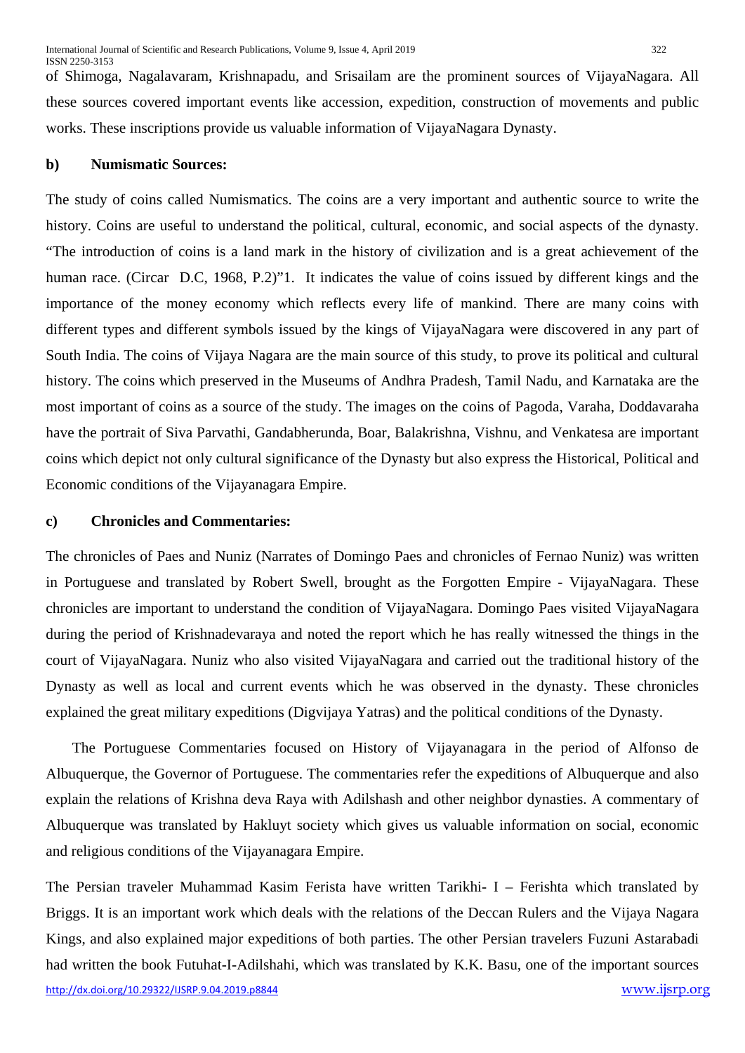of Shimoga, Nagalavaram, Krishnapadu, and Srisailam are the prominent sources of VijayaNagara. All these sources covered important events like accession, expedition, construction of movements and public works. These inscriptions provide us valuable information of VijayaNagara Dynasty.

### b) Numismatic Sources:

The study of coins called Numismatics. The coins are a very important and authentic source to write the history. Coins are useful to understand the political, cultural, economic, and social aspects of the dynasty. "The introduction of coins is a land mark in the history of civilization and is a great achievement of the human race. (Circar D.C, 1968, P.2)"1. It indicates the value of coins issued by different kings and the importance of the money economy which reflects every life of mankind. There are many coins with different types and different symbols issued by the kings of VijayaNagara were discovered in any part of South India. The coins of Vijaya Nagara are the main source of this study, to prove its political and cultural history. The coins which preserved in the Museums of Andhra Pradesh, Tamil Nadu, and Karnataka are the most important of coins as a source of the study. The images on the coins of Pagoda, Varaha, Doddavaraha have the portrait of Siva Parvathi, Gandabherunda, Boar, Balakrishna, Vishnu, and Venkatesa are important coins which depict not only cultural significance of the Dynasty but also express the Historical, Political and Economic conditions of the Vijayanagara Empire.

### c) Chronicles and Commentaries:

The chronicles of Paes and Nuniz (Narrates of Domingo Paes and chronicles of Fernao Nuniz) was written in Portuguese and translated by Robert Swell, brought as the Forgotten Empire - VijayaNagara. These chronicles are important to understand the condition of VijayaNagara. Domingo Paes visited VijayaNagara during the period of Krishnadevaraya and noted the report which he has really witnessed the things in the court of VijayaNagara. Nuniz who also visited VijayaNagara and carried out the traditional history of the Dynasty as well as local and current events which he was observed in the dynasty. These chronicles explained the great military expeditions (Digvijaya Yatras) and the political conditions of the Dynasty.

The Portuguese Commentaries focused on History of Vijayanagara in the period of Alfonso de Albuquerque, the Governor of Portuguese. The commentaries refer the expeditions of Albuquerque and also explain the relations of Krishna deva Raya with Adilshash and other neighbor dynasties. A commentary of Albuquerque was translated by Hakluyt society which gives us valuable information on social, economic and religious conditions of the Vijayanagara Empire.

The Persian traveler Muhammad Kasim Ferista have written Tarikhi- I – Ferishta which translated by Briggs. It is an important work which deals with the relations of the Deccan Rulers and the Vijaya Nagara Kings, and also explained major expeditions of both parties. The other Persian travelers Fuzuni Astarabadi had written the book Futuhat-I-Adilshahi, which was translated by K.K. Basu, one of the important sources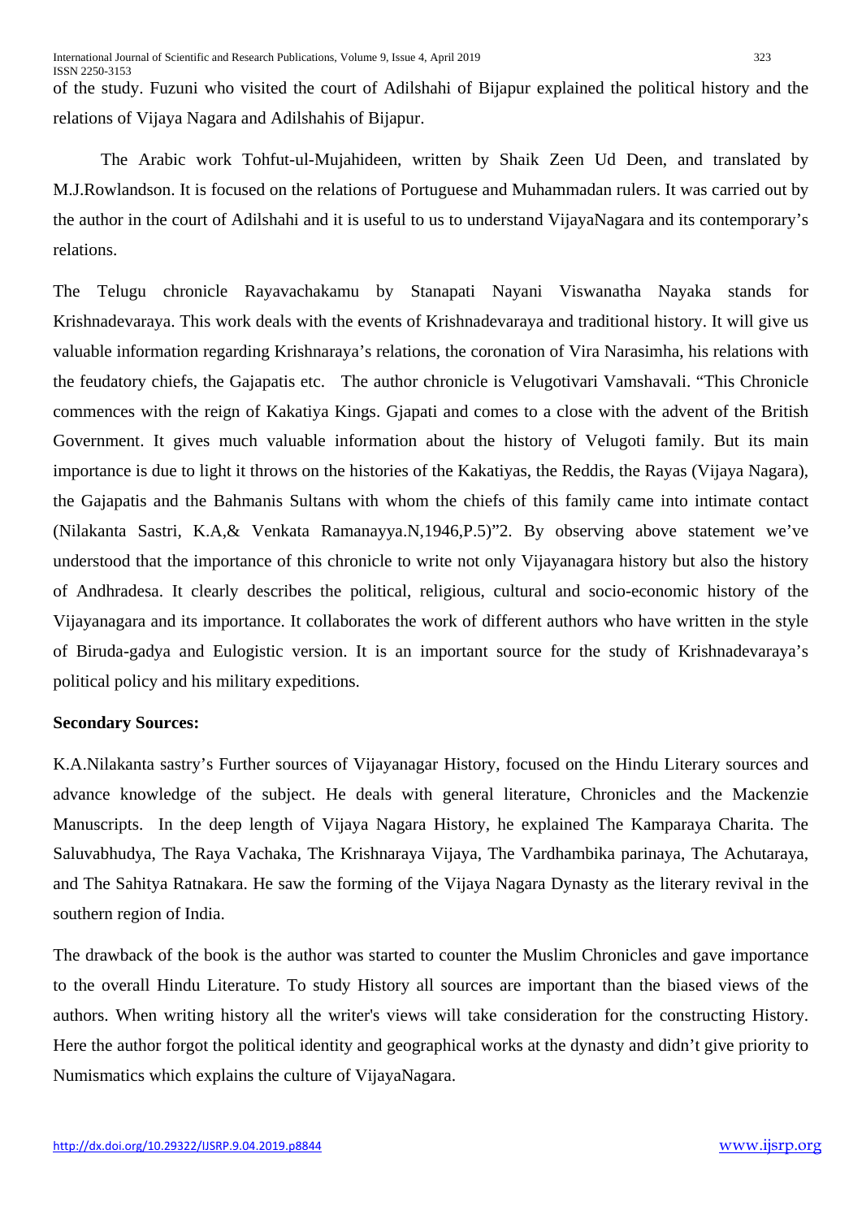of the study. Fuzuni who visited the court of Adilshahi of Bijapur explained the political history and the relations of Vijaya Nagara and Adilshahis of Bijapur.

The Arabic work Tohfut-ul-Mujahideen, written by Shaik Zeen Ud Deen, and translated by M.J.Rowlandson. It is focused on the relations of Portuguese and Muhammadan rulers. It was carried out by the author in the court of Adilshahi and it is useful to us to understand VijayaNagara and its contemporary's relations.

The Telugu chronicle Rayavachakamu by Stanapati Nayani Viswanatha Nayaka stands for Krishnadevaraya. This work deals with the events of Krishnadevaraya and traditional history. It will give us valuable information regarding Krishnaraya's relations, the coronation of Vira Narasimha, his relations with the feudatory chiefs, the Gajapatis etc. The author chronicle is Velugotivari Vamshavali. "This Chronicle commences with the reign of Kakatiya Kings. Gjapati and comes to a close with the advent of the British Government. It gives much valuable information about the history of Velugoti family. But its main importance is due to light it throws on the histories of the Kakatiyas, the Reddis, the Rayas (Vijaya Nagara), the Gajapatis and the Bahmanis Sultans with whom the chiefs of this family came into intimate contact (Nilakanta Sastri, K.A,& Venkata Ramanayya.N,1946,P.5)"2. By observing above statement we've understood that the importance of this chronicle to write not only Vijayanagara history but also the history of Andhradesa. It clearly describes the political, religious, cultural and socio-economic history of the Vijayanagara and its importance. It collaborates the work of different authors who have written in the style of Biruda-gadya and Eulogistic version. It is an important source for the study of Krishnadevaraya's political policy and his military expeditions.

**Secondary Sources:**

K.A.Nilakanta sastry's Further sources of Vijayanagar History, focused on the Hindu Literary sources and advance knowledge of the subject. He deals with general literature, Chronicles and the Mackenzie Manuscripts. In the deep length of Vijaya Nagara History, he explained The Kamparaya Charita. The Saluvabhudya, The Raya Vachaka, The Krishnaraya Vijaya, The Vardhambika parinaya, The Achutaraya, and The Sahitya Ratnakara. He saw the forming of the Vijaya Nagara Dynasty as the literary revival in the southern region of India.

The drawback of the book is the author was started to counter the Muslim Chronicles and gave importance to the overall Hindu Literature. To study History all sources are important than the biased views of the authors. When writing history all the writer's views will take consideration for the constructing History. Here the author forgot the political identity and geographical works at the dynasty and didn't give priority to Numismatics which explains the culture of VijayaNagara.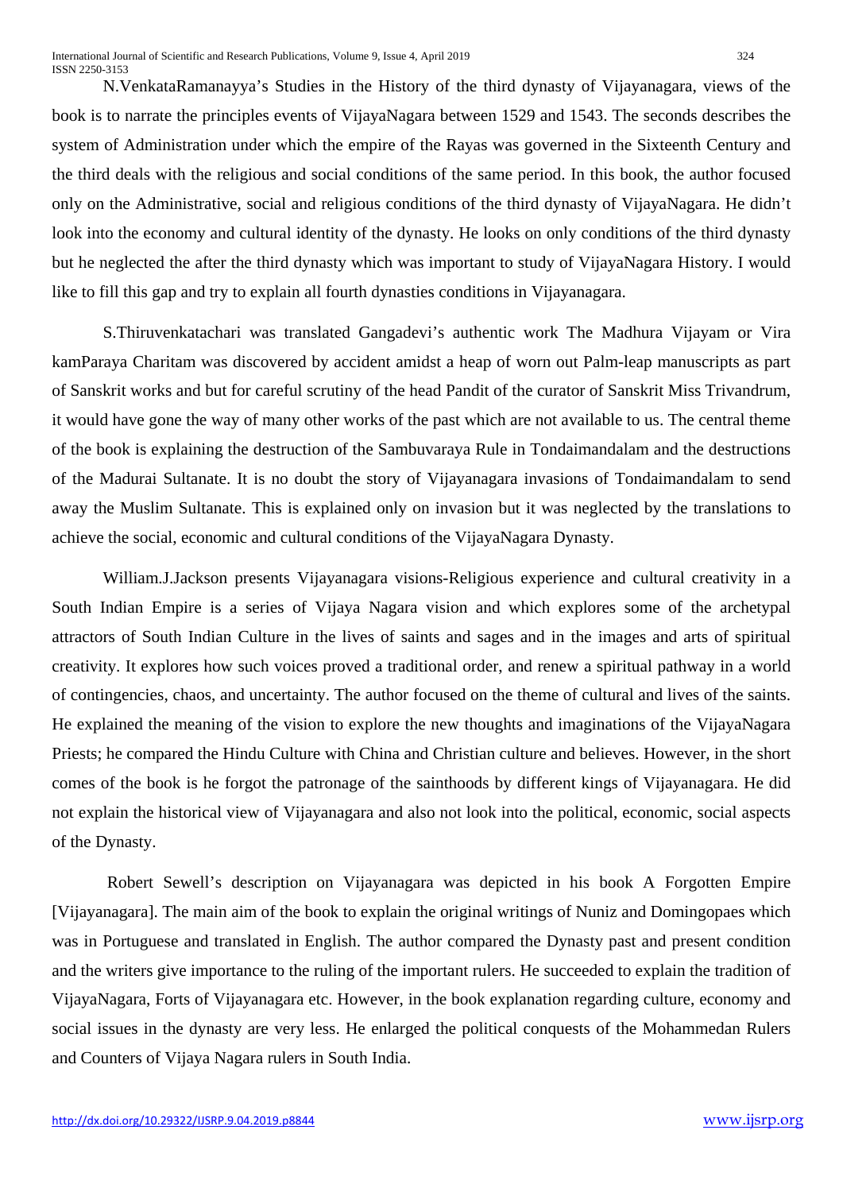N.VenkataRamanayya's Studies in the History of the third dynasty of Vijayanagara, views of the book is to narrate the principles events of VijayaNagara between 1529 and 1543. The seconds describes the system of Administration under which the empire of the Rayas was governed in the Sixteenth Century and the third deals with the religious and social conditions of the same period. In this book, the author focused only on the Administrative, social and religious conditions of the third dynasty of VijayaNagara. He didn't look into the economy and cultural identity of the dynasty. He looks on only conditions of the third dynasty but he neglected the after the third dynasty which was important to study of VijayaNagara History. I would like to fill this gap and try to explain all fourth dynasties conditions in Vijayanagara.

S.Thiruvenkatachari was translated Gangadevi's authentic work The Madhura Vijayam or Vira kamParaya Charitam was discovered by accident amidst a heap of worn out Palm-leap manuscripts as part of Sanskrit works and but for careful scrutiny of the head Pandit of the curator of Sanskrit Miss Trivandrum, it would have gone the way of many other works of the past which are not available to us. The central theme of the book is explaining the destruction of the Sambuvaraya Rule in Tondaimandalam and the destructions of the Madurai Sultanate. It is no doubt the story of Vijayanagara invasions of Tondaimandalam to send away the Muslim Sultanate. This is explained only on invasion but it was neglected by the translations to achieve the social, economic and cultural conditions of the VijayaNagara Dynasty.

William.J.Jackson presents Vijayanagara visions-Religious experience and cultural creativity in a South Indian Empire is a series of Vijaya Nagara vision and which explores some of the archetypal attractors of South Indian Culture in the lives of saints and sages and in the images and arts of spiritual creativity. It explores how such voices proved a traditional order, and renew a spiritual pathway in a world of contingencies, chaos, and uncertainty. The author focused on the theme of cultural and lives of the saints. He explained the meaning of the vision to explore the new thoughts and imaginations of the VijayaNagara Priests; he compared the Hindu Culture with China and Christian culture and believes. However, in the short comes of the book is he forgot the patronage of the sainthoods by different kings of Vijayanagara. He did not explain the historical view of Vijayanagara and also not look into the political, economic, social aspects of the Dynasty.

Robert Sewell's description on Vijayanagara was depicted in his book A Forgotten Empire [Vijayanagara]. The main aim of the book to explain the original writings of Nuniz and Domingopaes which was in Portuguese and translated in English. The author compared the Dynasty past and present condition and the writers give importance to the ruling of the important rulers. He succeeded to explain the tradition of VijayaNagara, Forts of Vijayanagara etc. However, in the book explanation regarding culture, economy and social issues in the dynasty are very less. He enlarged the political conquests of the Mohammedan Rulers and Counters of Vijaya Nagara rulers in South India.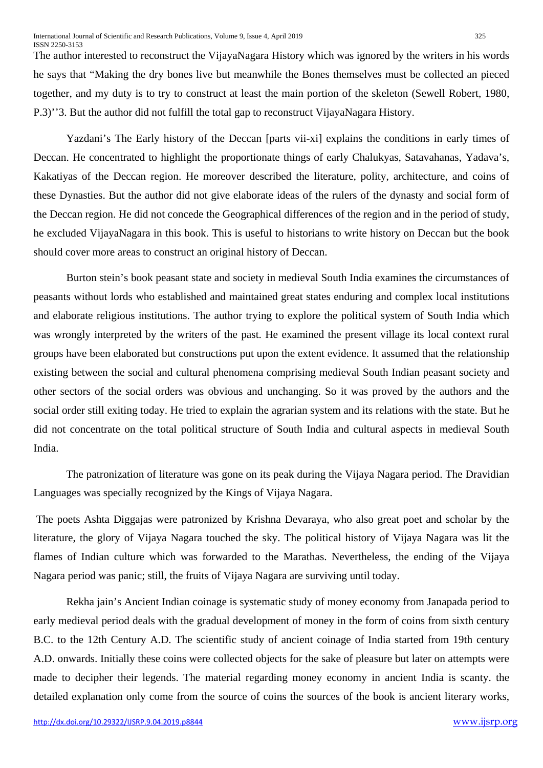The author interested to reconstruct the VijayaNagara History which was ignored by the writers in his words he says that "Making the dry bones live but meanwhile the Bones themselves must be collected an pieced together, and my duty is to try to construct at least the main portion of the skeleton (Sewell Robert, 1980, P.3)''3. But the author did not fulfill the total gap to reconstruct VijayaNagara History.

Yazdani's The Early history of the Deccan [parts vii-xi] explains the conditions in early times of Deccan. He concentrated to highlight the proportionate things of early Chalukyas, Satavahanas, Yadava's, Kakatiyas of the Deccan region. He moreover described the literature, polity, architecture, and coins of these Dynasties. But the author did not give elaborate ideas of the rulers of the dynasty and social form of the Deccan region. He did not concede the Geographical differences of the region and in the period of study, he excluded VijayaNagara in this book. This is useful to historians to write history on Deccan but the book should cover more areas to construct an original history of Deccan.

Burton stein's book peasant state and society in medieval South India examines the circumstances of peasants without lords who established and maintained great states enduring and complex local institutions and elaborate religious institutions. The author trying to explore the political system of South India which was wrongly interpreted by the writers of the past. He examined the present village its local context rural groups have been elaborated but constructions put upon the extent evidence. It assumed that the relationship existing between the social and cultural phenomena comprising medieval South Indian peasant society and other sectors of the social orders was obvious and unchanging. So it was proved by the authors and the social order still exiting today. He tried to explain the agrarian system and its relations with the state. But he did not concentrate on the total political structure of South India and cultural aspects in medieval South India.

The patronization of literature was gone on its peak during the Vijaya Nagara period. The Dravidian Languages was specially recognized by the Kings of Vijaya Nagara.

The poets Ashta Diggajas were patronized by Krishna Devaraya, who also great poet and scholar by the literature, the glory of Vijaya Nagara touched the sky. The political history of Vijaya Nagara was lit the flames of Indian culture which was forwarded to the Marathas. Nevertheless, the ending of the Vijaya Nagara period was panic; still, the fruits of Vijaya Nagara are surviving until today.

Rekha jain's Ancient Indian coinage is systematic study of money economy from Janapada period to early medieval period deals with the gradual development of money in the form of coins from sixth century B.C. to the 12th Century A.D. The scientific study of ancient coinage of India started from 19th century A.D. onwards. Initially these coins were collected objects for the sake of pleasure but later on attempts were made to decipher their legends. The material regarding money economy in ancient India is scanty. the detailed explanation only come from the source of coins the sources of the book is ancient literary works,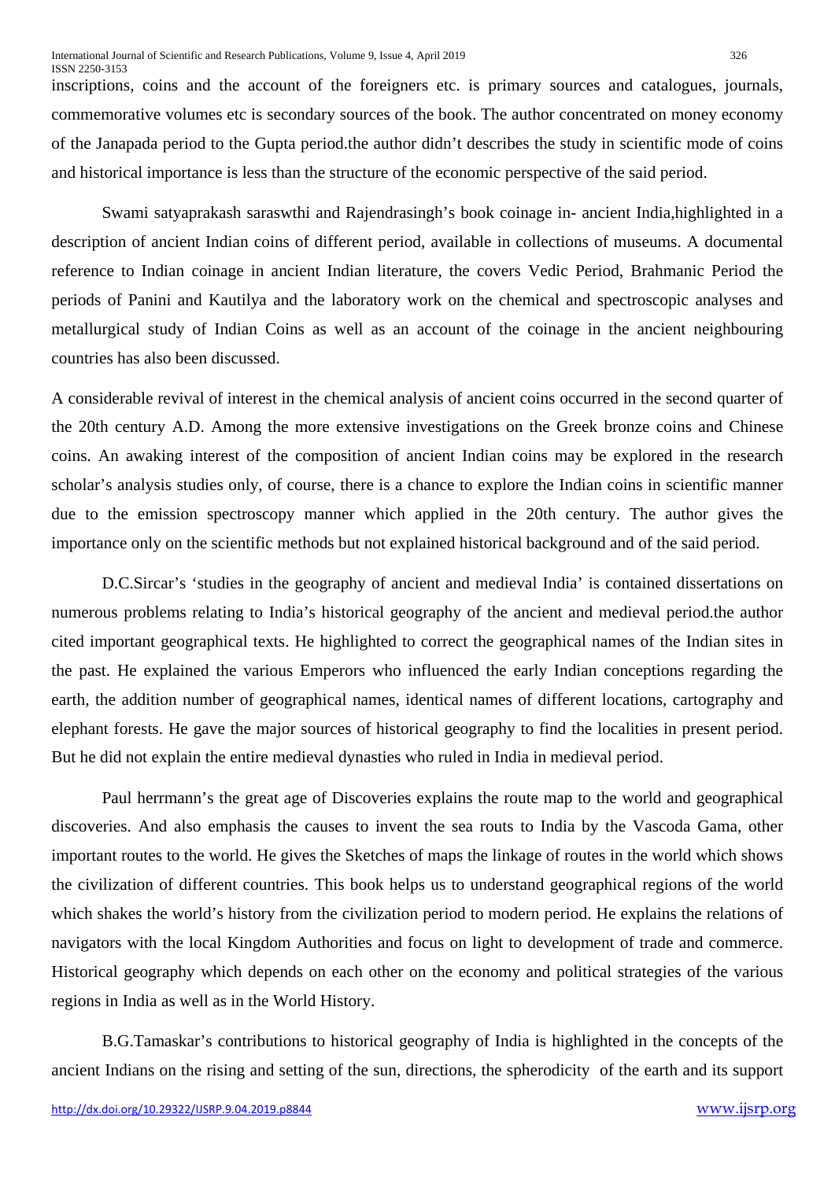inscriptions, coins and the account of the foreigners etc. is primary sources and catalogues, journals, commemorative volumes etc is secondary sources of the book. The author concentrated on money economy of the Janapada period to the Gupta period.the author didn't describes the study in scientific mode of coins and historical importance is less than the structure of the economic perspective of the said period.

Swami satyaprakash saraswthi and Rajendrasingh's book coinage in- ancient India,highlighted in a description of ancient Indian coins of different period, available in collections of museums. A documental reference to Indian coinage in ancient Indian literature, the covers Vedic Period, Brahmanic Period the periods of Panini and Kautilya and the laboratory work on the chemical and spectroscopic analyses and metallurgical study of Indian Coins as well as an account of the coinage in the ancient neighbouring countries has also been discussed.

A considerable revival of interest in the chemical analysis of ancient coins occurred in the second quarter of the 20th century A.D. Among the more extensive investigations on the Greek bronze coins and Chinese coins. An awaking interest of the composition of ancient Indian coins may be explored in the research scholar's analysis studies only, of course, there is a chance to explore the Indian coins in scientific manner due to the emission spectroscopy manner which applied in the 20th century. The author gives the importance only on the scientific methods but not explained historical background and of the said period.

D.C.Sircar's 'studies in the geography of ancient and medieval India' is contained dissertations on numerous problems relating to India's historical geography of the ancient and medieval period.the author cited important geographical texts. He highlighted to correct the geographical names of the Indian sites in the past. He explained the various Emperors who influenced the early Indian conceptions regarding the earth, the addition number of geographical names, identical names of different locations, cartography and elephant forests. He gave the major sources of historical geography to find the localities in present period. But he did not explain the entire medieval dynasties who ruled in India in medieval period.

Paul herrmann's the great age of Discoveries explains the route map to the world and geographical discoveries. And also emphasis the causes to invent the sea routs to India by the Vascoda Gama, other important routes to the world. He gives the Sketches of maps the linkage of routes in the world which shows the civilization of different countries. This book helps us to understand geographical regions of the world which shakes the world's history from the civilization period to modern period. He explains the relations of navigators with the local Kingdom Authorities and focus on light to development of trade and commerce. Historical geography which depends on each other on the economy and political strategies of the various regions in India as well as in the World History.

B.G.Tamaskar's contributions to historical geography of India is highlighted in the concepts of the ancient Indians on the rising and setting of the sun, directions, the spherodicity of the earth and its support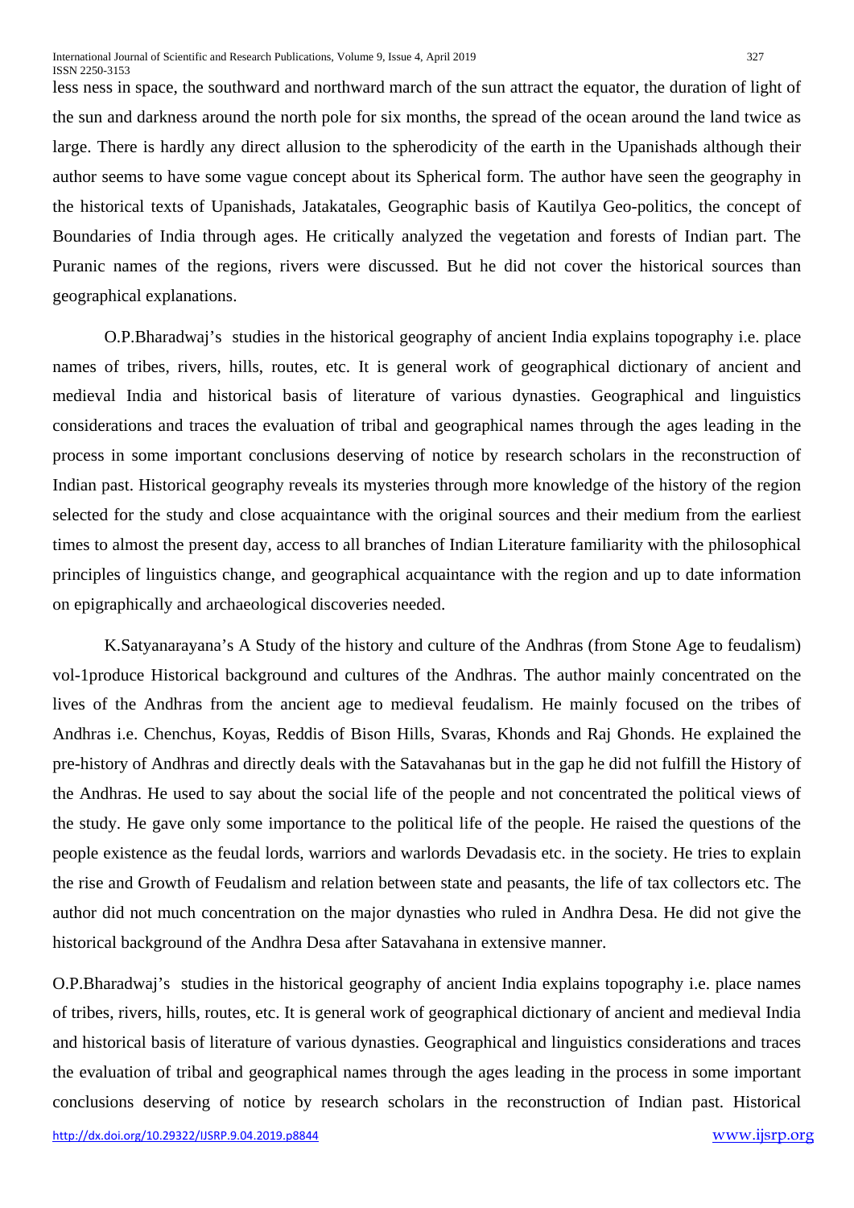less ness in space, the southward and northward march of the sun attract the equator, the duration of light of the sun and darkness around the north pole for six months, the spread of the ocean around the land twice as large. There is hardly any direct allusion to the spherodicity of the earth in the Upanishads although their author seems to have some vague concept about its Spherical form. The author have seen the geography in the historical texts of Upanishads, Jatakatales, Geographic basis of Kautilya Geo-politics, the concept of Boundaries of India through ages. He critically analyzed the vegetation and forests of Indian part. The Puranic names of the regions, rivers were discussed. But he did not cover the historical sources than geographical explanations.

O.P.Bharadwaj's studies in the historical geography of ancient India explains topography i.e. place names of tribes, rivers, hills, routes, etc. It is general work of geographical dictionary of ancient and medieval India and historical basis of literature of various dynasties. Geographical and linguistics considerations and traces the evaluation of tribal and geographical names through the ages leading in the process in some important conclusions deserving of notice by research scholars in the reconstruction of Indian past. Historical geography reveals its mysteries through more knowledge of the history of the region selected for the study and close acquaintance with the original sources and their medium from the earliest times to almost the present day, access to all branches of Indian Literature familiarity with the philosophical principles of linguistics change, and geographical acquaintance with the region and up to date information on epigraphically and archaeological discoveries needed.

K.Satyanarayana's A Study of the history and culture of the Andhras (from Stone Age to feudalism) vol-1produce Historical background and cultures of the Andhras. The author mainly concentrated on the lives of the Andhras from the ancient age to medieval feudalism. He mainly focused on the tribes of Andhras i.e. Chenchus, Koyas, Reddis of Bison Hills, Svaras, Khonds and Raj Ghonds. He explained the pre-history of Andhras and directly deals with the Satavahanas but in the gap he did not fulfill the History of the Andhras. He used to say about the social life of the people and not concentrated the political views of the study. He gave only some importance to the political life of the people. He raised the questions of the people existence as the feudal lords, warriors and warlords Devadasis etc. in the society. He tries to explain the rise and Growth of Feudalism and relation between state and peasants, the life of tax collectors etc. The author did not much concentration on the major dynasties who ruled in Andhra Desa. He did not give the historical background of the Andhra Desa after Satavahana in extensive manner.

O.P.Bharadwaj's studies in the historical geography of ancient India explains topography i.e. place names of tribes, rivers, hills, routes, etc. It is general work of geographical dictionary of ancient and medieval India and historical basis of literature of various dynasties. Geographical and linguistics considerations and traces the evaluation of tribal and geographical names through the ages leading in the process in some important conclusions deserving of notice by research scholars in the reconstruction of Indian past. Historical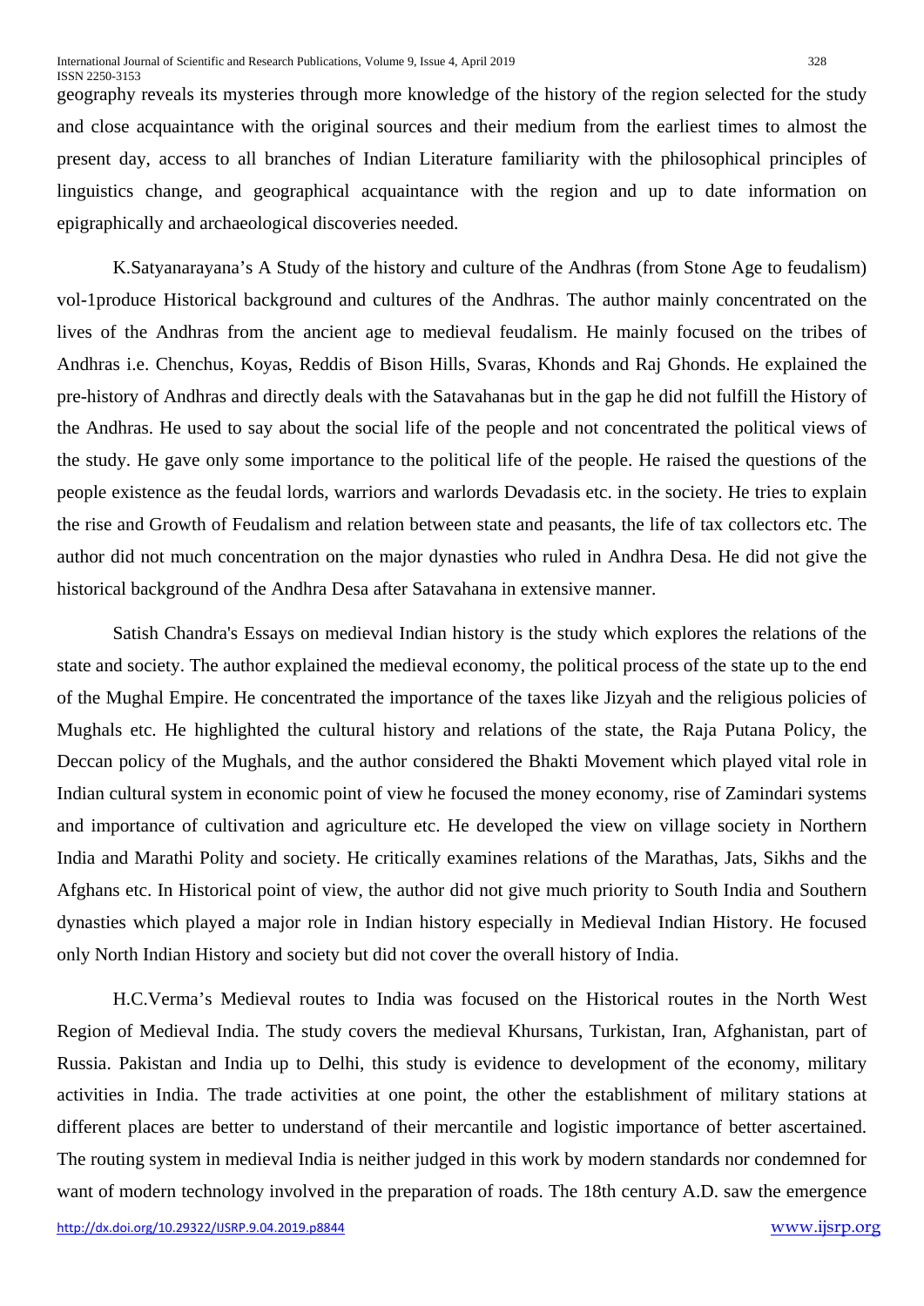geography reveals its mysteries through more knowledge of the history of the region selected for the study and close acquaintance with the original sources and their medium from the earliest times to almost the present day, access to all branches of Indian Literature familiarity with the philosophical principles of linguistics change, and geographical acquaintance with the region and up to date information on epigraphically and archaeological discoveries needed.

K.Satyanarayana's A Study of the history and culture of the Andhras (from Stone Age to feudalism) vol-1produce Historical background and cultures of the Andhras. The author mainly concentrated on the lives of the Andhras from the ancient age to medieval feudalism. He mainly focused on the tribes of Andhras i.e. Chenchus, Koyas, Reddis of Bison Hills, Svaras, Khonds and Raj Ghonds. He explained the pre-history of Andhras and directly deals with the Satavahanas but in the gap he did not fulfill the History of the Andhras. He used to say about the social life of the people and not concentrated the political views of the study. He gave only some importance to the political life of the people. He raised the questions of the people existence as the feudal lords, warriors and warlords Devadasis etc. in the society. He tries to explain the rise and Growth of Feudalism and relation between state and peasants, the life of tax collectors etc. The author did not much concentration on the major dynasties who ruled in Andhra Desa. He did not give the historical background of the Andhra Desa after Satavahana in extensive manner.

Satish Chandra's Essays on medieval Indian history is the study which explores the relations of the state and society. The author explained the medieval economy, the political process of the state up to the end of the Mughal Empire. He concentrated the importance of the taxes like Jizyah and the religious policies of Mughals etc. He highlighted the cultural history and relations of the state, the Raja Putana Policy, the Deccan policy of the Mughals, and the author considered the Bhakti Movement which played vital role in Indian cultural system in economic point of view he focused the money economy, rise of Zamindari systems and importance of cultivation and agriculture etc. He developed the view on village society in Northern India and Marathi Polity and society. He critically examines relations of the Marathas, Jats, Sikhs and the Afghans etc. In Historical point of view, the author did not give much priority to South India and Southern dynasties which played a major role in Indian history especially in Medieval Indian History. He focused only North Indian History and society but did not cover the overall history of India.

H.C.Verma's Medieval routes to India was focused on the Historical routes in the North West Region of Medieval India. The study covers the medieval Khursans, Turkistan, Iran, Afghanistan, part of Russia. Pakistan and India up to Delhi, this study is evidence to development of the economy, military activities in India. The trade activities at one point, the other the establishment of military stations at different places are better to understand of their mercantile and logistic importance of better ascertained. The routing system in medieval India is neither judged in this work by modern standards nor condemned for want of modern technology involved in the preparation of roads. The 18th century A.D. saw the emergence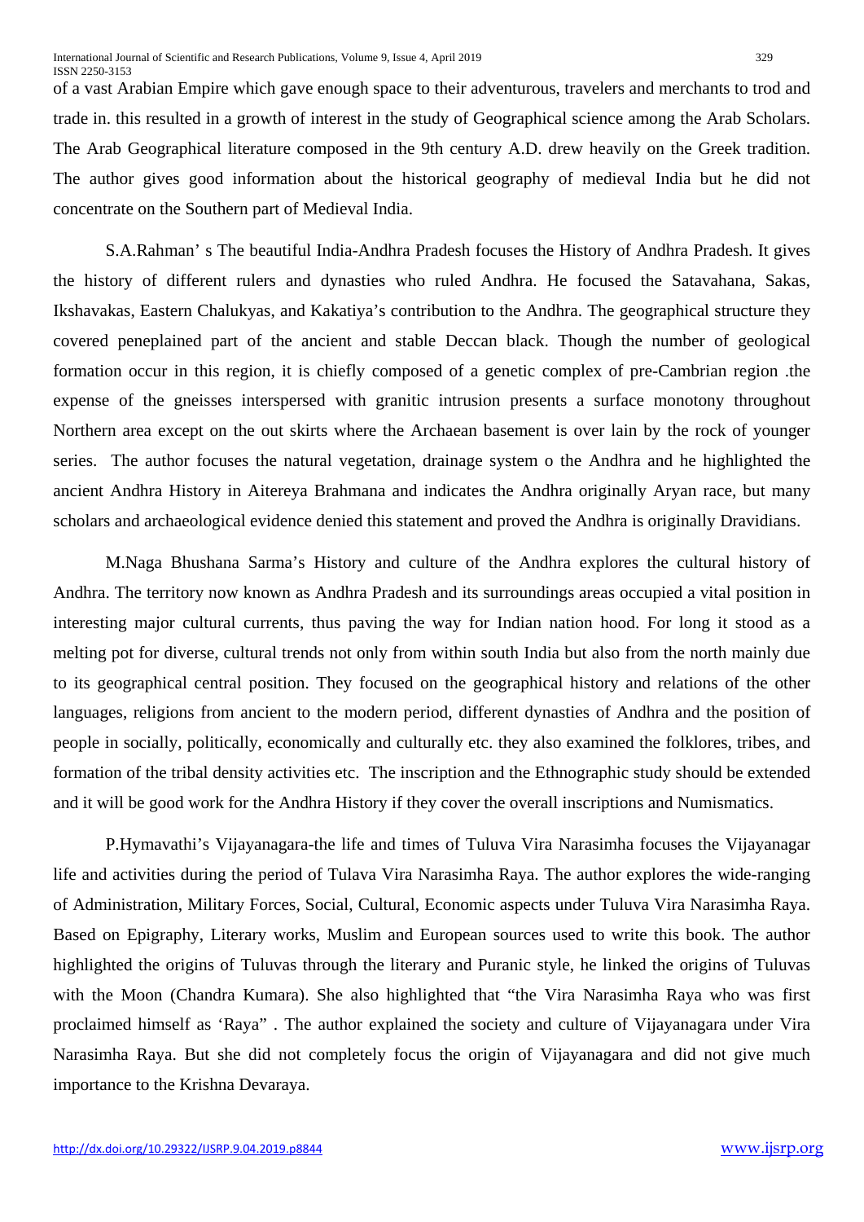of a vast Arabian Empire which gave enough space to their adventurous, travelers and merchants to trod and trade in. this resulted in a growth of interest in the study of Geographical science among the Arab Scholars. The Arab Geographical literature composed in the 9th century A.D. drew heavily on the Greek tradition. The author gives good information about the historical geography of medieval India but he did not concentrate on the Southern part of Medieval India.

S.A.Rahman' s The beautiful India-Andhra Pradesh focuses the History of Andhra Pradesh. It gives the history of different rulers and dynasties who ruled Andhra. He focused the Satavahana, Sakas, Ikshavakas, Eastern Chalukyas, and Kakatiya's contribution to the Andhra. The geographical structure they covered peneplained part of the ancient and stable Deccan black. Though the number of geological formation occur in this region, it is chiefly composed of a genetic complex of pre-Cambrian region .the expense of the gneisses interspersed with granitic intrusion presents a surface monotony throughout Northern area except on the out skirts where the Archaean basement is over lain by the rock of younger series. The author focuses the natural vegetation, drainage system o the Andhra and he highlighted the ancient Andhra History in Aitereya Brahmana and indicates the Andhra originally Aryan race, but many scholars and archaeological evidence denied this statement and proved the Andhra is originally Dravidians.

M.Naga Bhushana Sarma's History and culture of the Andhra explores the cultural history of Andhra. The territory now known as Andhra Pradesh and its surroundings areas occupied a vital position in interesting major cultural currents, thus paving the way for Indian nation hood. For long it stood as a melting pot for diverse, cultural trends not only from within south India but also from the north mainly due to its geographical central position. They focused on the geographical history and relations of the other languages, religions from ancient to the modern period, different dynasties of Andhra and the position of people in socially, politically, economically and culturally etc. they also examined the folklores, tribes, and formation of the tribal density activities etc. The inscription and the Ethnographic study should be extended and it will be good work for the Andhra History if they cover the overall inscriptions and Numismatics.

P.Hymavathi's Vijayanagara-the life and times of Tuluva Vira Narasimha focuses the Vijayanagar life and activities during the period of Tulava Vira Narasimha Raya. The author explores the wide-ranging of Administration, Military Forces, Social, Cultural, Economic aspects under Tuluva Vira Narasimha Raya. Based on Epigraphy, Literary works, Muslim and European sources used to write this book. The author highlighted the origins of Tuluvas through the literary and Puranic style, he linked the origins of Tuluvas with the Moon (Chandra Kumara). She also highlighted that "the Vira Narasimha Raya who was first proclaimed himself as 'Raya" . The author explained the society and culture of Vijayanagara under Vira Narasimha Raya. But she did not completely focus the origin of Vijayanagara and did not give much importance to the Krishna Devaraya.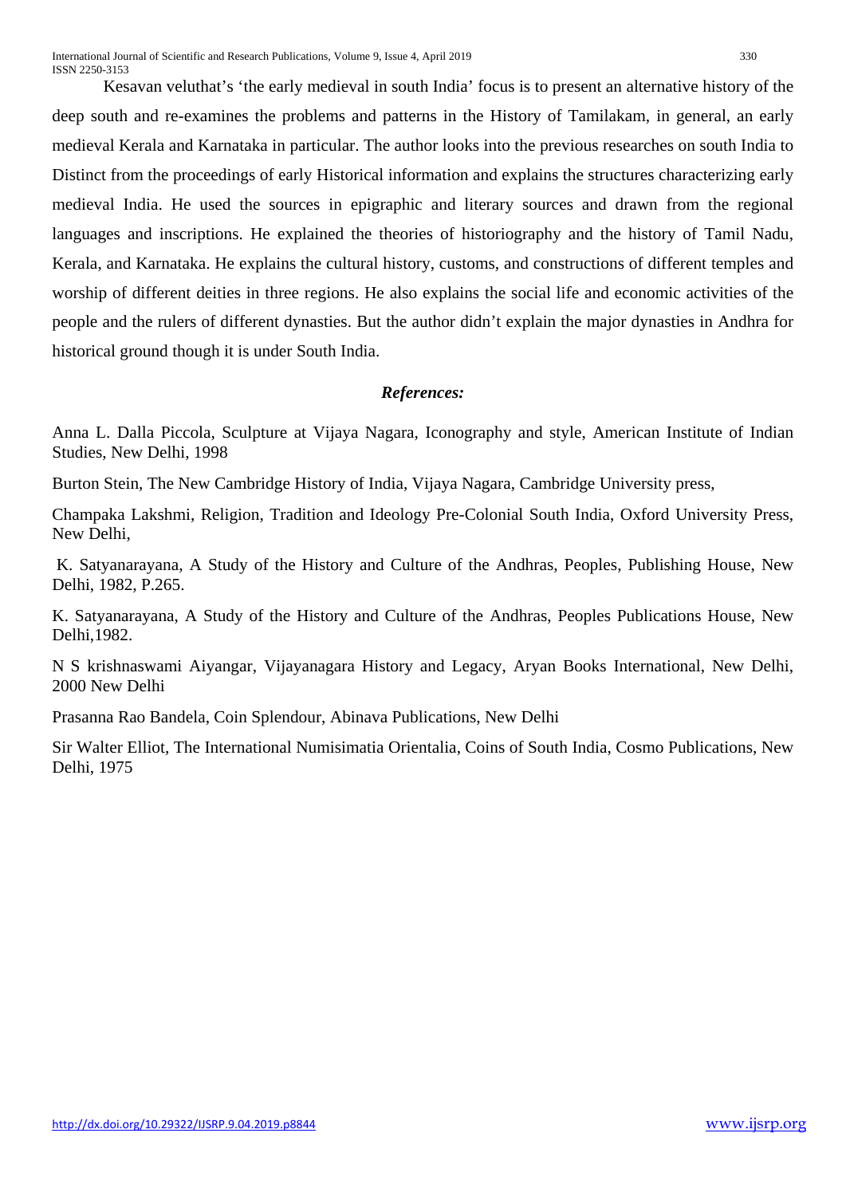Kesavan veluthat's 'the early medieval in south India' focus is to present an alternative history of the deep south and re-examines the problems and patterns in the History of Tamilakam, in general, an early medieval Kerala and Karnataka in particular. The author looks into the previous researches on south India to Distinct from the proceedings of early Historical information and explains the structures characterizing early medieval India. He used the sources in epigraphic and literary sources and drawn from the regional languages and inscriptions. He explained the theories of historiography and the history of Tamil Nadu, Kerala, and Karnataka. He explains the cultural history, customs, and constructions of different temples and worship of different deities in three regions. He also explains the social life and economic activities of the people and the rulers of different dynasties. But the author didn't explain the major dynasties in Andhra for historical ground though it is under South India.

## *References:*

Anna L. Dalla Piccola, Sculpture at Vijaya Nagara, Iconography and style, American Institute of Indian Studies, New Delhi, 1998

Burton Stein, The New Cambridge History of India, Vijaya Nagara, Cambridge University press,

Champaka Lakshmi, Religion, Tradition and Ideology Pre-Colonial South India, Oxford University Press, New Delhi,

K. Satyanarayana, A Study of the History and Culture of the Andhras, Peoples, Publishing House, New Delhi, 1982, P.265.

K. Satyanarayana, A Study of the History and Culture of the Andhras, Peoples Publications House, New Delhi,1982.

N S krishnaswami Aiyangar, Vijayanagara History and Legacy, Aryan Books International, New Delhi, 2000 New Delhi

Prasanna Rao Bandela, Coin Splendour, Abinava Publications, New Delhi

Sir Walter Elliot, The International Numisimatia Orientalia, Coins of South India, Cosmo Publications, New Delhi, 1975

http://dx.doi.org/10.29322/IJSRP.9.04.2019.p8844